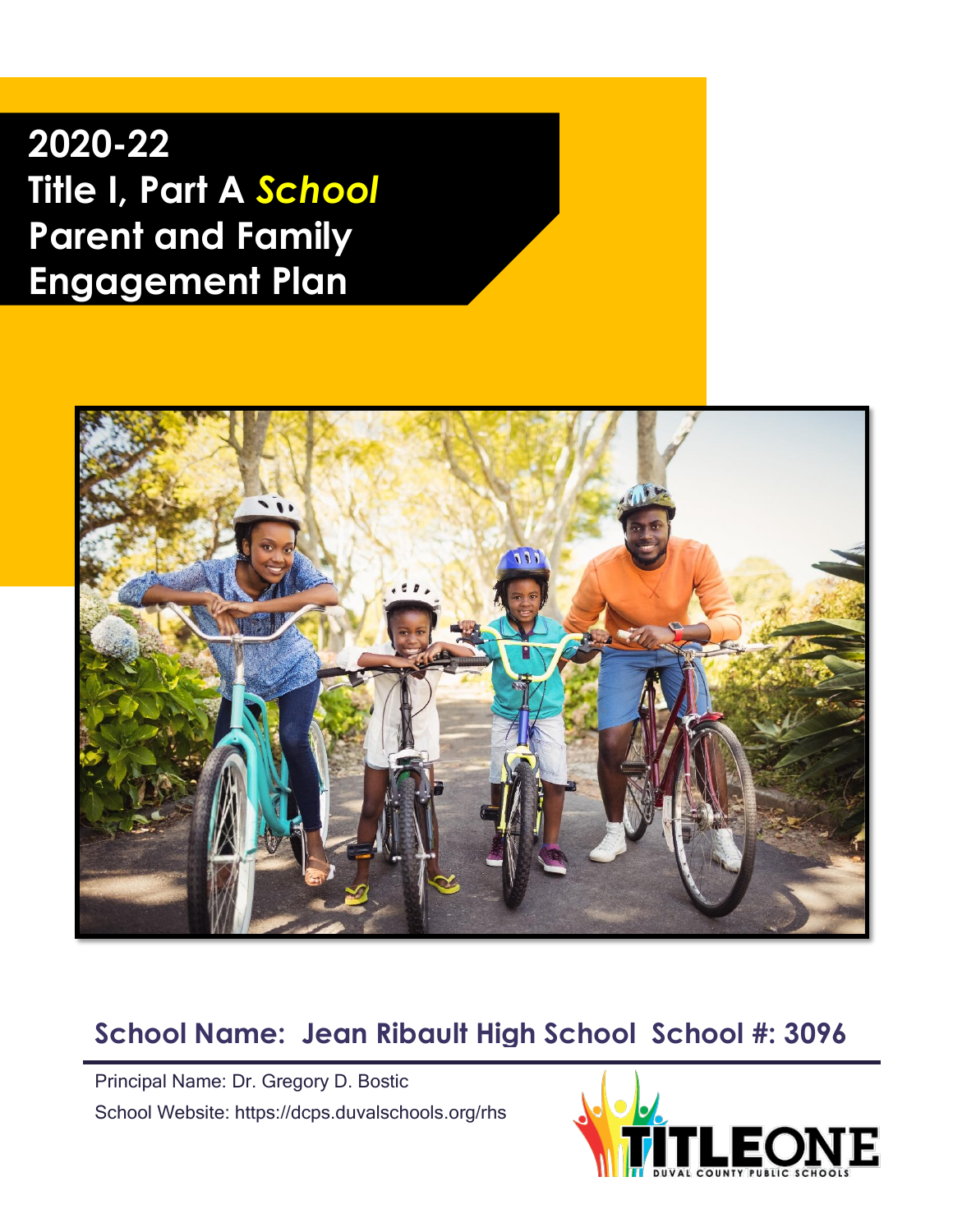# 2020-22
# Title I, Part A *School* Parent and Family Engagement Plan

## School Name: Jean Ribault High School School #: 3096

Principal Name: Dr. Gregory D. Bostic

School Website: https://dcps.duvalschools.org/rhs

TITLEONE
DUVAL COUNTY PUBLIC SCHOOLS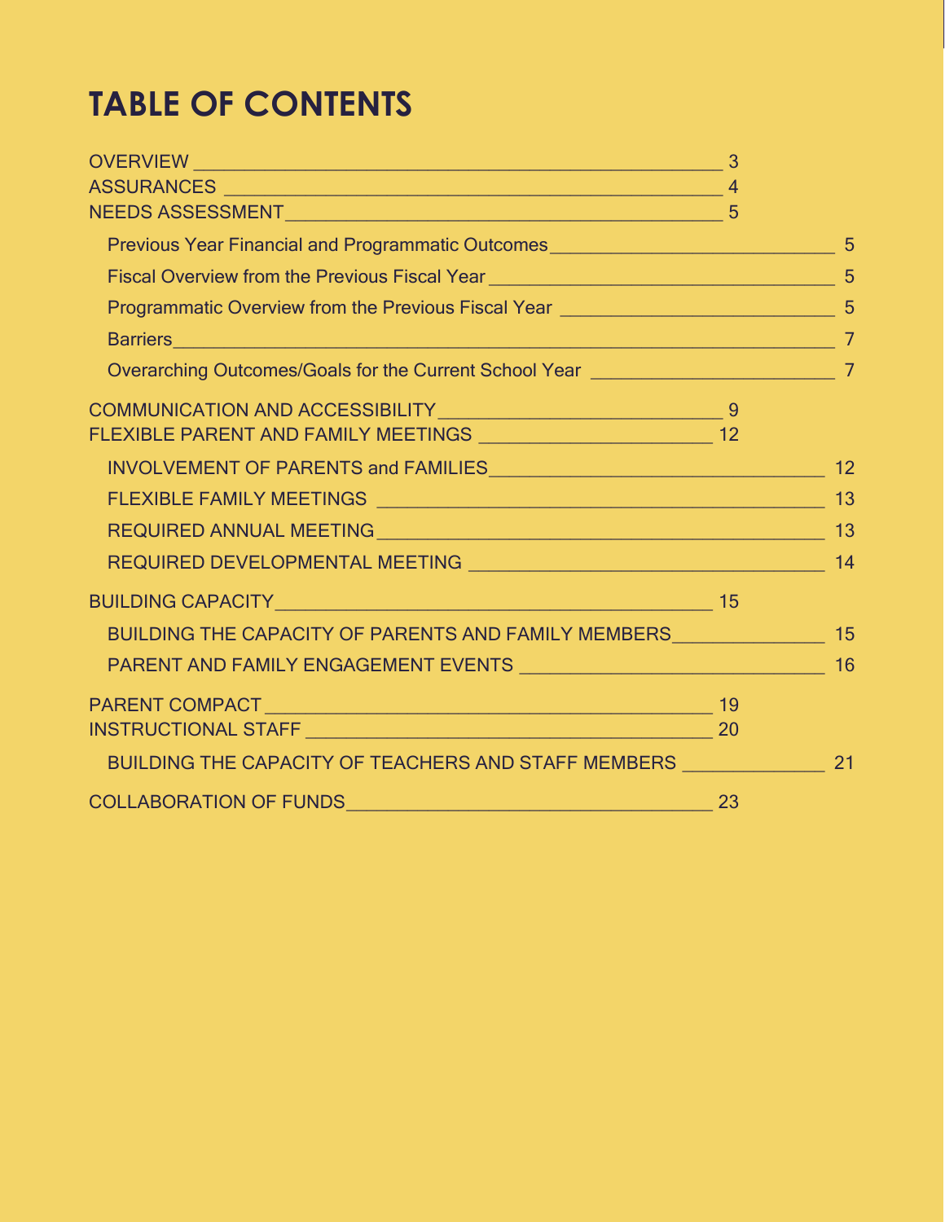# TABLE OF CONTENTS

OVERVIEW ____________________ 3
ASSURANCES ____________________ 4
NEEDS ASSESSMENT ____________________ 5

- Previous Year Financial and Programmatic Outcomes ____________________ 5
- Fiscal Overview from the Previous Fiscal Year ____________________ 5
- Programmatic Overview from the Previous Fiscal Year ____________________ 5
- Barriers ____________________ 7
- Overarching Outcomes/Goals for the Current School Year ____________________ 7

COMMUNICATION AND ACCESSIBILITY ____________________ 9
FLEXIBLE PARENT AND FAMILY MEETINGS ____________________ 12

- INVOLVEMENT OF PARENTS and FAMILIES ____________________ 12
- FLEXIBLE FAMILY MEETINGS ____________________ 13
- REQUIRED ANNUAL MEETING ____________________ 13
- REQUIRED DEVELOPMENTAL MEETING ____________________ 14

BUILDING CAPACITY ____________________ 15

- BUILDING THE CAPACITY OF PARENTS AND FAMILY MEMBERS ____________________ 15
- PARENT AND FAMILY ENGAGEMENT EVENTS ____________________ 16

PARENT COMPACT ____________________ 19
INSTRUCTIONAL STAFF ____________________ 20

- BUILDING THE CAPACITY OF TEACHERS AND STAFF MEMBERS ____________________ 21

COLLABORATION OF FUNDS ____________________ 23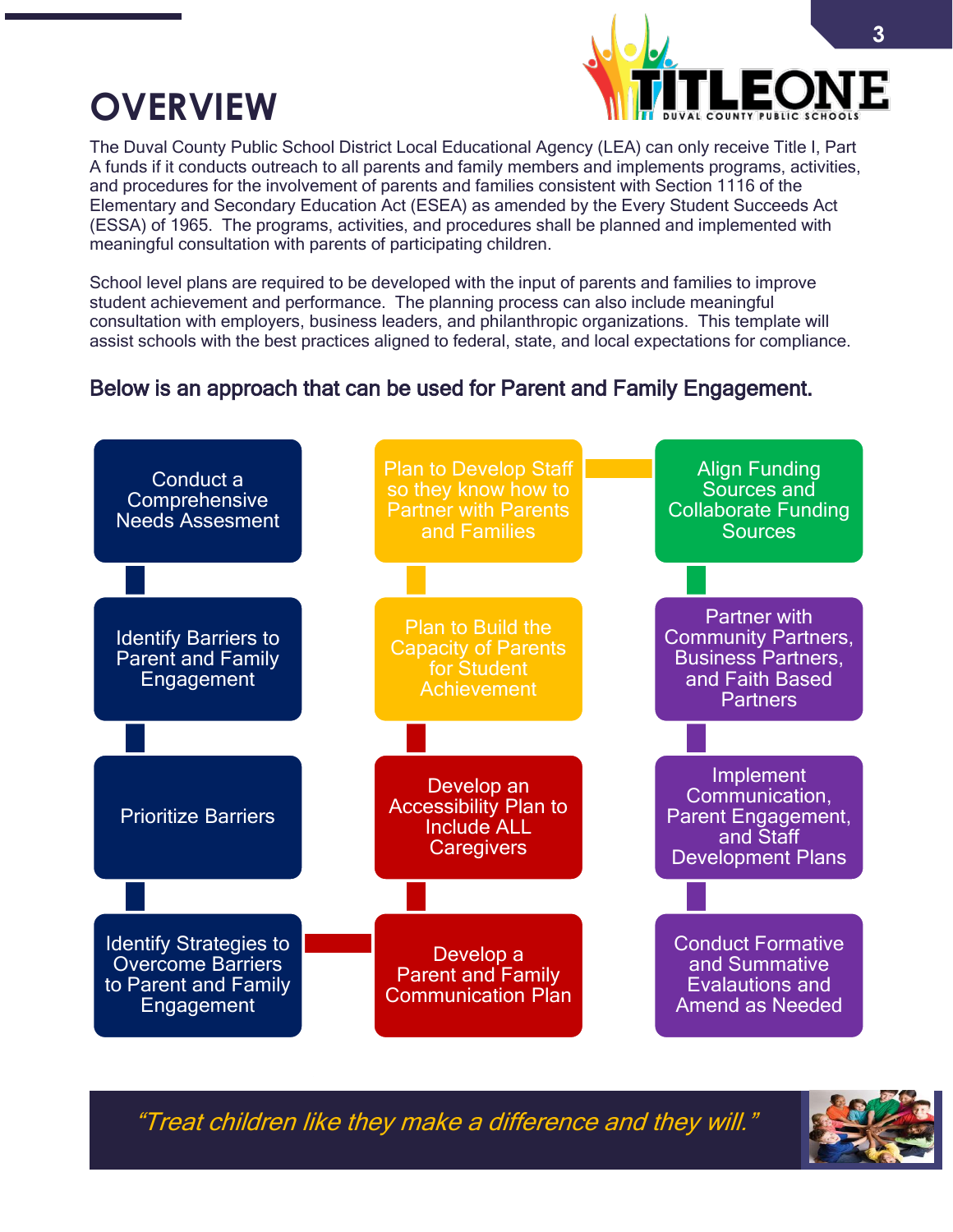# OVERVIEW

The Duval County Public School District Local Educational Agency (LEA) can only receive Title I, Part A funds if it conducts outreach to all parents and family members and implements programs, activities, and procedures for the involvement of parents and families consistent with Section 1116 of the Elementary and Secondary Education Act (ESEA) as amended by the Every Student Succeeds Act (ESSA) of 1965. The programs, activities, and procedures shall be planned and implemented with meaningful consultation with parents of participating children.

School level plans are required to be developed with the input of parents and families to improve student achievement and performance. The planning process can also include meaningful consultation with employers, business leaders, and philanthropic organizations. This template will assist schools with the best practices aligned to federal, state, and local expectations for compliance.

### Below is an approach that can be used for Parent and Family Engagement.

1. Conduct a Comprehensive Needs Assesment
2. Identify Barriers to Parent and Family Engagement
3. Prioritize Barriers
4. Identify Strategies to Overcome Barriers to Parent and Family Engagement
5. Develop a Parent and Family Communication Plan
6. Develop an Accessibility Plan to Include ALL Caregivers
7. Plan to Build the Capacity of Parents for Student Achievement
8. Plan to Develop Staff so they know how to Partner with Parents and Families
9. Align Funding Sources and Collaborate Funding Sources
10. Partner with Community Partners, Business Partners, and Faith Based Partners
11. Implement Communication, Parent Engagement, and Staff Development Plans
12. Conduct Formative and Summative Evalautions and Amend as Needed

*"Treat children like they make a difference and they will."*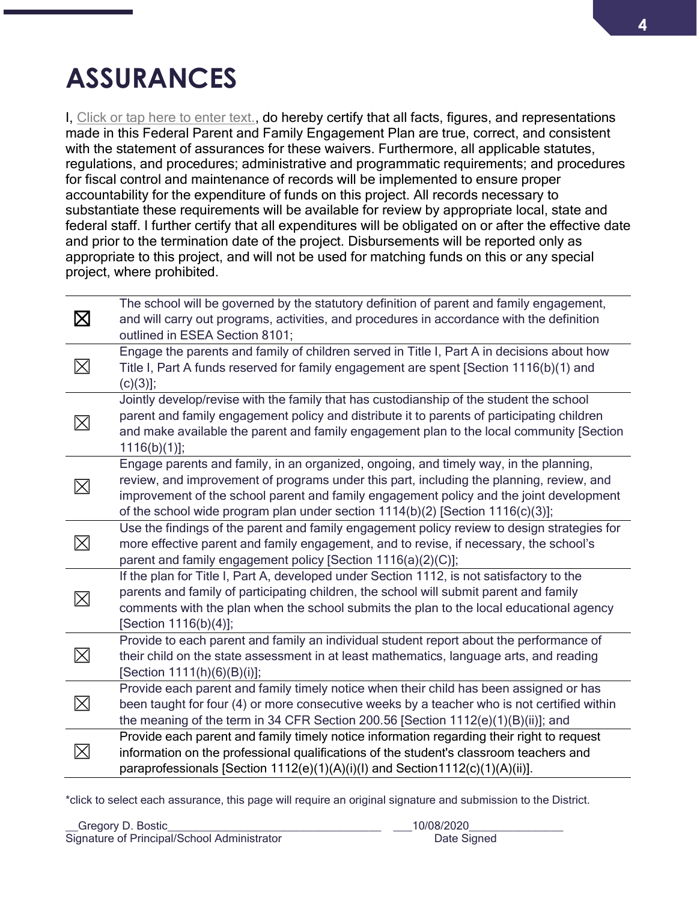# ASSURANCES

I, Click or tap here to enter text., do hereby certify that all facts, figures, and representations made in this Federal Parent and Family Engagement Plan are true, correct, and consistent with the statement of assurances for these waivers. Furthermore, all applicable statutes, regulations, and procedures; administrative and programmatic requirements; and procedures for fiscal control and maintenance of records will be implemented to ensure proper accountability for the expenditure of funds on this project. All records necessary to substantiate these requirements will be available for review by appropriate local, state and federal staff. I further certify that all expenditures will be obligated on or after the effective date and prior to the termination date of the project. Disbursements will be reported only as appropriate to this project, and will not be used for matching funds on this or any special project, where prohibited.

| | |
|---|---|
| ☒ | The school will be governed by the statutory definition of parent and family engagement, and will carry out programs, activities, and procedures in accordance with the definition outlined in ESEA Section 8101; |
| ☒ | Engage the parents and family of children served in Title I, Part A in decisions about how Title I, Part A funds reserved for family engagement are spent [Section 1116(b)(1) and (c)(3)]; |
| ☒ | Jointly develop/revise with the family that has custodianship of the student the school parent and family engagement policy and distribute it to parents of participating children and make available the parent and family engagement plan to the local community [Section 1116(b)(1)]; |
| ☒ | Engage parents and family, in an organized, ongoing, and timely way, in the planning, review, and improvement of programs under this part, including the planning, review, and improvement of the school parent and family engagement policy and the joint development of the school wide program plan under section 1114(b)(2) [Section 1116(c)(3)]; |
| ☒ | Use the findings of the parent and family engagement policy review to design strategies for more effective parent and family engagement, and to revise, if necessary, the school's parent and family engagement policy [Section 1116(a)(2)(C)]; |
| ☒ | If the plan for Title I, Part A, developed under Section 1112, is not satisfactory to the parents and family of participating children, the school will submit parent and family comments with the plan when the school submits the plan to the local educational agency [Section 1116(b)(4)]; |
| ☒ | Provide to each parent and family an individual student report about the performance of their child on the state assessment in at least mathematics, language arts, and reading [Section 1111(h)(6)(B)(i)]; |
| ☒ | Provide each parent and family timely notice when their child has been assigned or has been taught for four (4) or more consecutive weeks by a teacher who is not certified within the meaning of the term in 34 CFR Section 200.56 [Section 1112(e)(1)(B)(ii)]; and |
| ☒ | Provide each parent and family timely notice information regarding their right to request information on the professional qualifications of the student's classroom teachers and paraprofessionals [Section 1112(e)(1)(A)(i)(I) and Section1112(c)(1)(A)(ii)]. |

*click to select each assurance, this page will require an original signature and submission to the District.

__Gregory D. Bostic____________________________________ ___10/08/2020________________
Signature of Principal/School Administrator Date Signed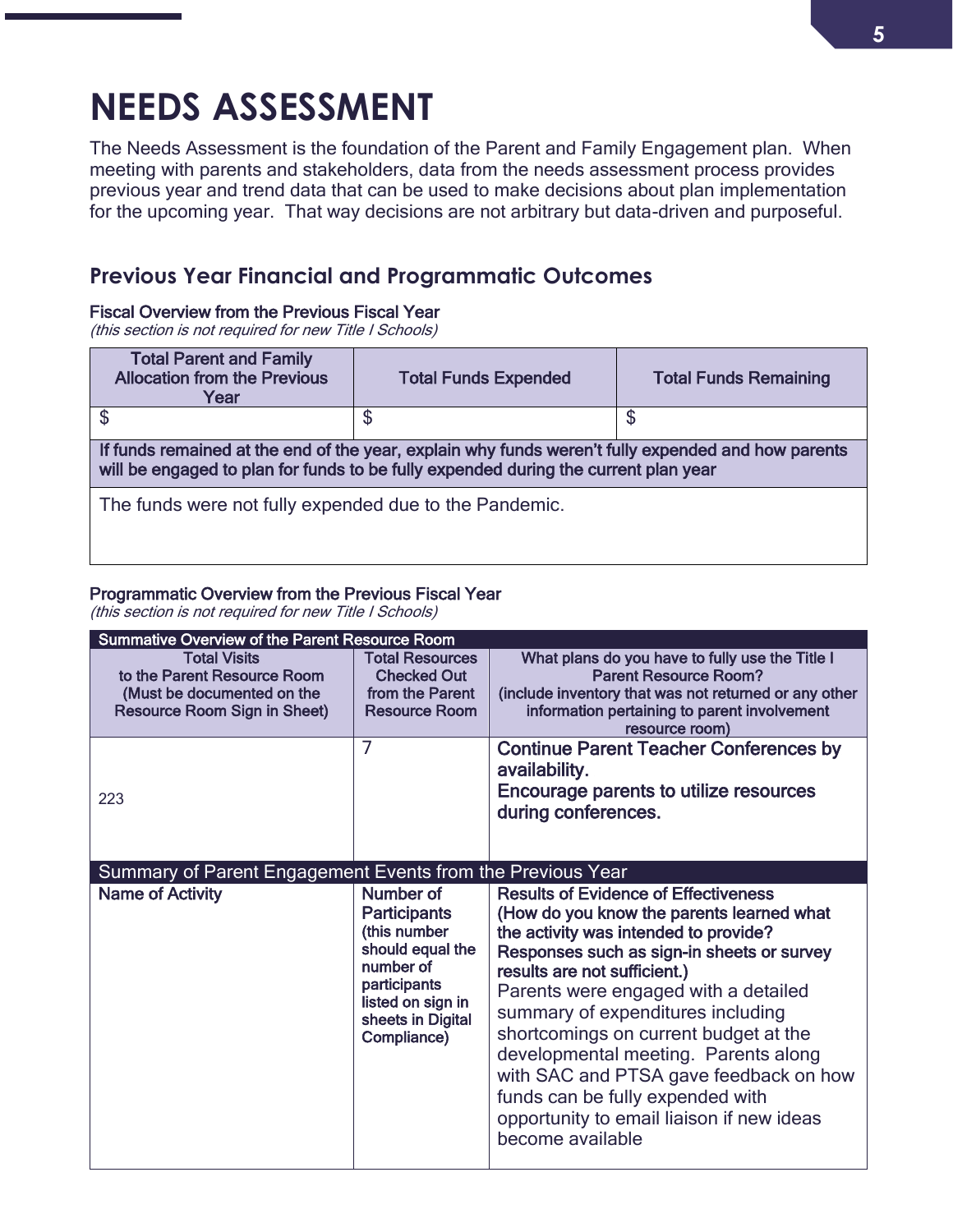# NEEDS ASSESSMENT

The Needs Assessment is the foundation of the Parent and Family Engagement plan. When meeting with parents and stakeholders, data from the needs assessment process provides previous year and trend data that can be used to make decisions about plan implementation for the upcoming year. That way decisions are not arbitrary but data-driven and purposeful.

## Previous Year Financial and Programmatic Outcomes

### Fiscal Overview from the Previous Fiscal Year

*(this section is not required for new Title I Schools)*

| Total Parent and Family Allocation from the Previous Year | Total Funds Expended | Total Funds Remaining |
|---|---|---|
| $ | $ | $ |
| **If funds remained at the end of the year, explain why funds weren't fully expended and how parents will be engaged to plan for funds to be fully expended during the current plan year** | | |
| The funds were not fully expended due to the Pandemic. | | |

### Programmatic Overview from the Previous Fiscal Year

*(this section is not required for new Title I Schools)*

| Summative Overview of the Parent Resource Room | | |
|---|---|---|
| **Total Visits to the Parent Resource Room (Must be documented on the Resource Room Sign in Sheet)** | **Total Resources Checked Out from the Parent Resource Room** | **What plans do you have to fully use the Title I Parent Resource Room? (include inventory that was not returned or any other information pertaining to parent involvement resource room)** |
| 223 | 7 | **Continue Parent Teacher Conferences by availability. Encourage parents to utilize resources during conferences.** |
| **Summary of Parent Engagement Events from the Previous Year** | | |
| **Name of Activity** | **Number of Participants (this number should equal the number of participants listed on sign in sheets in Digital Compliance)** | **Results of Evidence of Effectiveness (How do you know the parents learned what the activity was intended to provide? Responses such as sign-in sheets or survey results are not sufficient.)** Parents were engaged with a detailed summary of expenditures including shortcomings on current budget at the developmental meeting. Parents along with SAC and PTSA gave feedback on how funds can be fully expended with opportunity to email liaison if new ideas become available |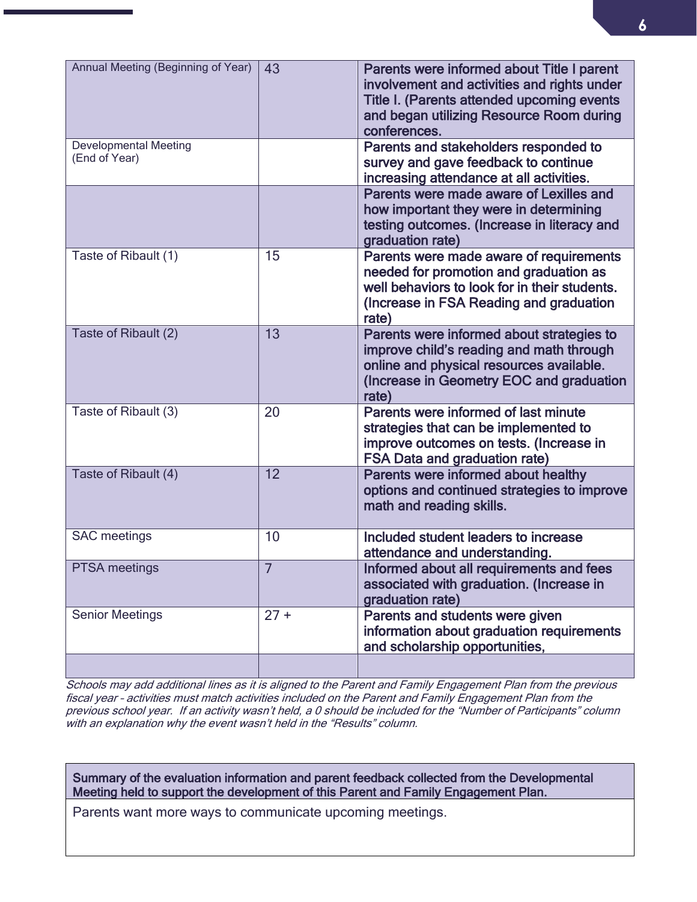| Annual Meeting (Beginning of Year) | 43 | Parents were informed about Title I parent involvement and activities and rights under Title I. (Parents attended upcoming events and began utilizing Resource Room during conferences. |
|---|---|---|
| Developmental Meeting (End of Year) | | Parents and stakeholders responded to survey and gave feedback to continue increasing attendance at all activities. |
| | | Parents were made aware of Lexilles and how important they were in determining testing outcomes. (Increase in literacy and graduation rate) |
| Taste of Ribault (1) | 15 | Parents were made aware of requirements needed for promotion and graduation as well behaviors to look for in their students. (Increase in FSA Reading and graduation rate) |
| Taste of Ribault (2) | 13 | Parents were informed about strategies to improve child's reading and math through online and physical resources available. (Increase in Geometry EOC and graduation rate) |
| Taste of Ribault (3) | 20 | Parents were informed of last minute strategies that can be implemented to improve outcomes on tests. (Increase in FSA Data and graduation rate) |
| Taste of Ribault (4) | 12 | Parents were informed about healthy options and continued strategies to improve math and reading skills. |
| SAC meetings | 10 | Included student leaders to increase attendance and understanding. |
| PTSA meetings | 7 | Informed about all requirements and fees associated with graduation. (Increase in graduation rate) |
| Senior Meetings | 27 + | Parents and students were given information about graduation requirements and scholarship opportunities, |
| | | |

*Schools may add additional lines as it is aligned to the Parent and Family Engagement Plan from the previous fiscal year - activities must match activities included on the Parent and Family Engagement Plan from the previous school year. If an activity wasn't held, a 0 should be included for the "Number of Participants" column with an explanation why the event wasn't held in the "Results" column.*

| Summary of the evaluation information and parent feedback collected from the Developmental Meeting held to support the development of this Parent and Family Engagement Plan. |
|---|
| Parents want more ways to communicate upcoming meetings. |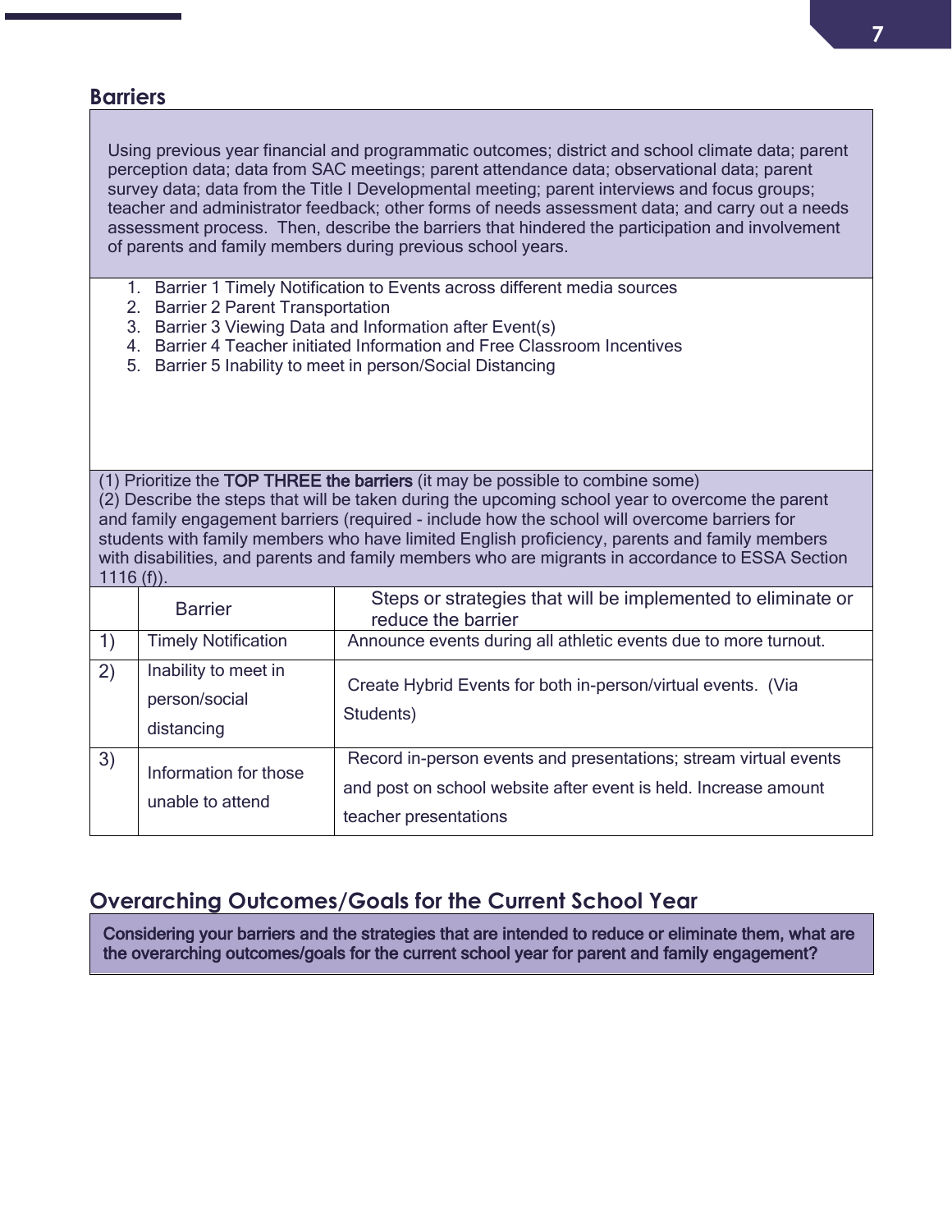## Barriers

Using previous year financial and programmatic outcomes; district and school climate data; parent perception data; data from SAC meetings; parent attendance data; observational data; parent survey data; data from the Title I Developmental meeting; parent interviews and focus groups; teacher and administrator feedback; other forms of needs assessment data; and carry out a needs assessment process. Then, describe the barriers that hindered the participation and involvement of parents and family members during previous school years.

1. Barrier 1 Timely Notification to Events across different media sources
2. Barrier 2 Parent Transportation
3. Barrier 3 Viewing Data and Information after Event(s)
4. Barrier 4 Teacher initiated Information and Free Classroom Incentives
5. Barrier 5 Inability to meet in person/Social Distancing

(1) Prioritize the **TOP THREE the barriers** (it may be possible to combine some)
(2) Describe the steps that will be taken during the upcoming school year to overcome the parent and family engagement barriers (required - include how the school will overcome barriers for students with family members who have limited English proficiency, parents and family members with disabilities, and parents and family members who are migrants in accordance to ESSA Section 1116 (f)).

| | Barrier | Steps or strategies that will be implemented to eliminate or reduce the barrier |
|---|---|---|
| 1) | Timely Notification | Announce events during all athletic events due to more turnout. |
| 2) | Inability to meet in person/social distancing | Create Hybrid Events for both in-person/virtual events. (Via Students) |
| 3) | Information for those unable to attend | Record in-person events and presentations; stream virtual events and post on school website after event is held. Increase amount teacher presentations |

## Overarching Outcomes/Goals for the Current School Year

**Considering your barriers and the strategies that are intended to reduce or eliminate them, what are the overarching outcomes/goals for the current school year for parent and family engagement?**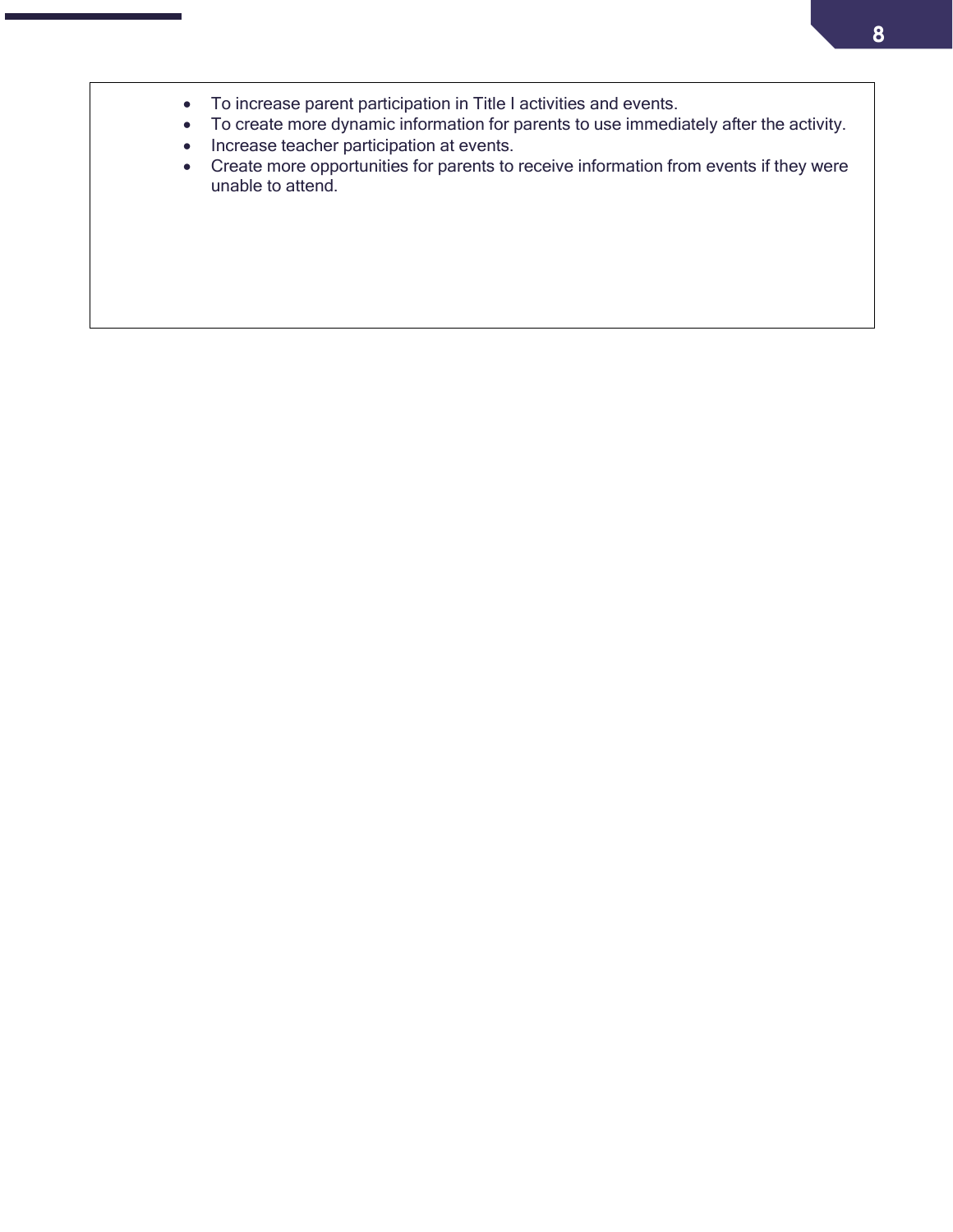- To increase parent participation in Title I activities and events.
- To create more dynamic information for parents to use immediately after the activity.
- Increase teacher participation at events.
- Create more opportunities for parents to receive information from events if they were unable to attend.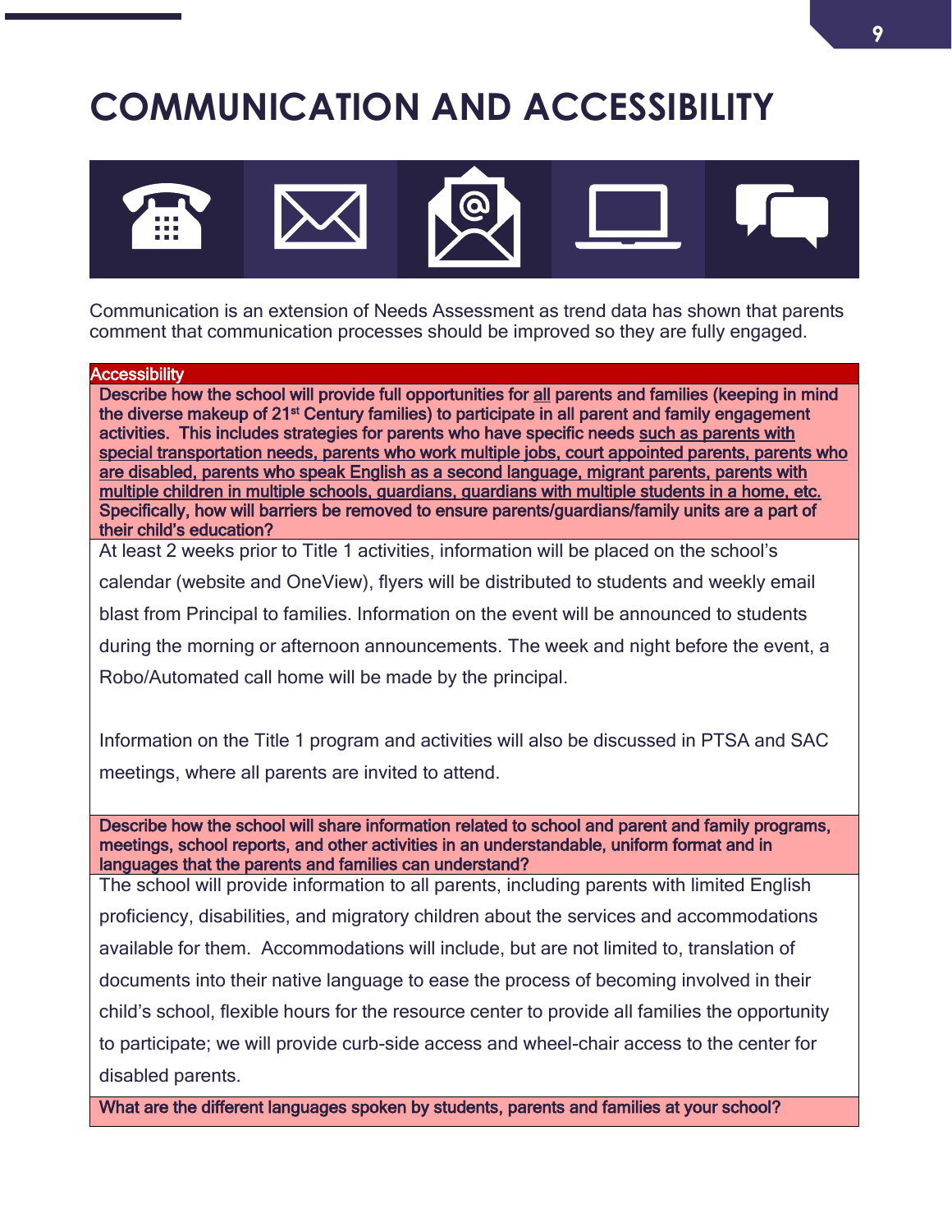# COMMUNICATION AND ACCESSIBILITY

Communication is an extension of Needs Assessment as trend data has shown that parents comment that communication processes should be improved so they are fully engaged.

| Accessibility |
|---|
| **Describe how the school will provide full opportunities for all parents and families (keeping in mind the diverse makeup of 21st Century families) to participate in all parent and family engagement activities. This includes strategies for parents who have specific needs such as parents with special transportation needs, parents who work multiple jobs, court appointed parents, parents who are disabled, parents who speak English as a second language, migrant parents, parents with multiple children in multiple schools, guardians, guardians with multiple students in a home, etc. Specifically, how will barriers be removed to ensure parents/guardians/family units are a part of their child's education?** |
| At least 2 weeks prior to Title 1 activities, information will be placed on the school's calendar (website and OneView), flyers will be distributed to students and weekly email blast from Principal to families. Information on the event will be announced to students during the morning or afternoon announcements. The week and night before the event, a Robo/Automated call home will be made by the principal.<br><br>Information on the Title 1 program and activities will also be discussed in PTSA and SAC meetings, where all parents are invited to attend. |
| **Describe how the school will share information related to school and parent and family programs, meetings, school reports, and other activities in an understandable, uniform format and in languages that the parents and families can understand?** |
| The school will provide information to all parents, including parents with limited English proficiency, disabilities, and migratory children about the services and accommodations available for them. Accommodations will include, but are not limited to, translation of documents into their native language to ease the process of becoming involved in their child's school, flexible hours for the resource center to provide all families the opportunity to participate; we will provide curb-side access and wheel-chair access to the center for disabled parents. |
| **What are the different languages spoken by students, parents and families at your school?** |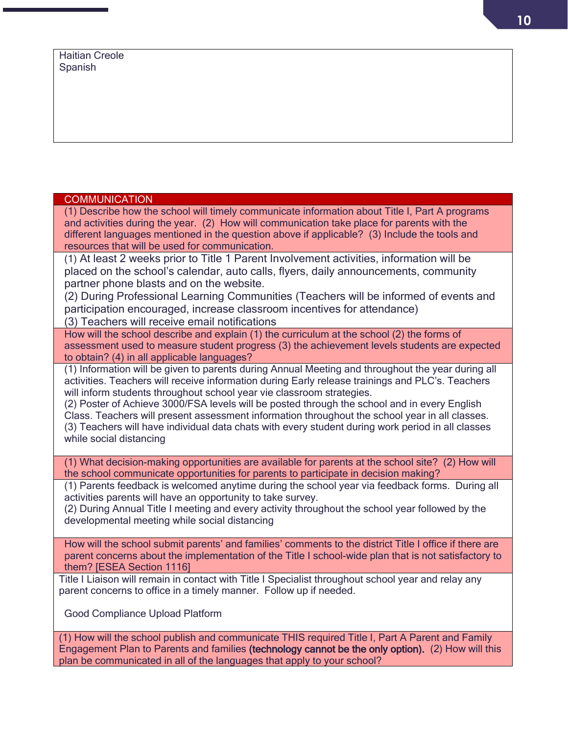Haitian Creole
Spanish

## COMMUNICATION

(1) Describe how the school will timely communicate information about Title I, Part A programs and activities during the year. (2) How will communication take place for parents with the different languages mentioned in the question above if applicable? (3) Include the tools and resources that will be used for communication.

(1) At least 2 weeks prior to Title 1 Parent Involvement activities, information will be placed on the school's calendar, auto calls, flyers, daily announcements, community partner phone blasts and on the website.
(2) During Professional Learning Communities (Teachers will be informed of events and participation encouraged, increase classroom incentives for attendance)
(3) Teachers will receive email notifications

How will the school describe and explain (1) the curriculum at the school (2) the forms of assessment used to measure student progress (3) the achievement levels students are expected to obtain? (4) in all applicable languages?

(1) Information will be given to parents during Annual Meeting and throughout the year during all activities. Teachers will receive information during Early release trainings and PLC's. Teachers will inform students throughout school year vie classroom strategies.
(2) Poster of Achieve 3000/FSA levels will be posted through the school and in every English Class. Teachers will present assessment information throughout the school year in all classes.
(3) Teachers will have individual data chats with every student during work period in all classes while social distancing

(1) What decision-making opportunities are available for parents at the school site? (2) How will the school communicate opportunities for parents to participate in decision making?

(1) Parents feedback is welcomed anytime during the school year via feedback forms. During all activities parents will have an opportunity to take survey.
(2) During Annual Title I meeting and every activity throughout the school year followed by the developmental meeting while social distancing

How will the school submit parents' and families' comments to the district Title I office if there are parent concerns about the implementation of the Title I school-wide plan that is not satisfactory to them? [ESEA Section 1116]

Title I Liaison will remain in contact with Title I Specialist throughout school year and relay any parent concerns to office in a timely manner. Follow up if needed.

Good Compliance Upload Platform

(1) How will the school publish and communicate THIS required Title I, Part A Parent and Family Engagement Plan to Parents and families **(technology cannot be the only option).** (2) How will this plan be communicated in all of the languages that apply to your school?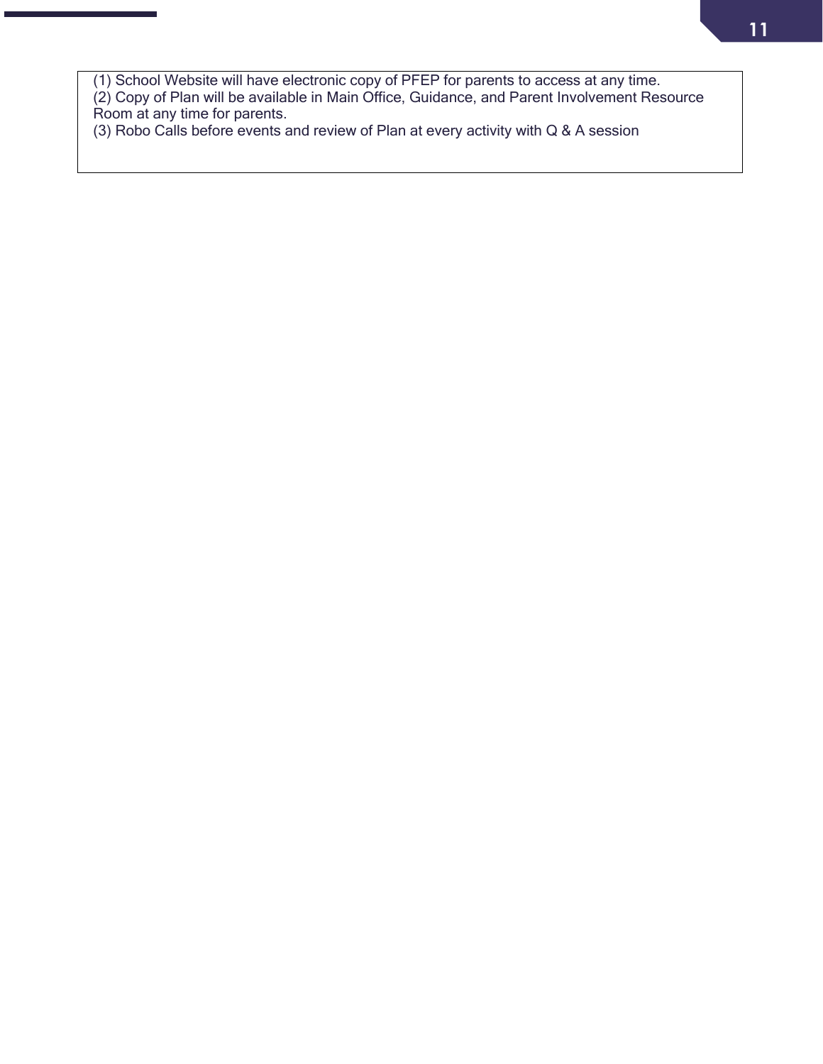(1) School Website will have electronic copy of PFEP for parents to access at any time.
(2) Copy of Plan will be available in Main Office, Guidance, and Parent Involvement Resource Room at any time for parents.
(3) Robo Calls before events and review of Plan at every activity with Q & A session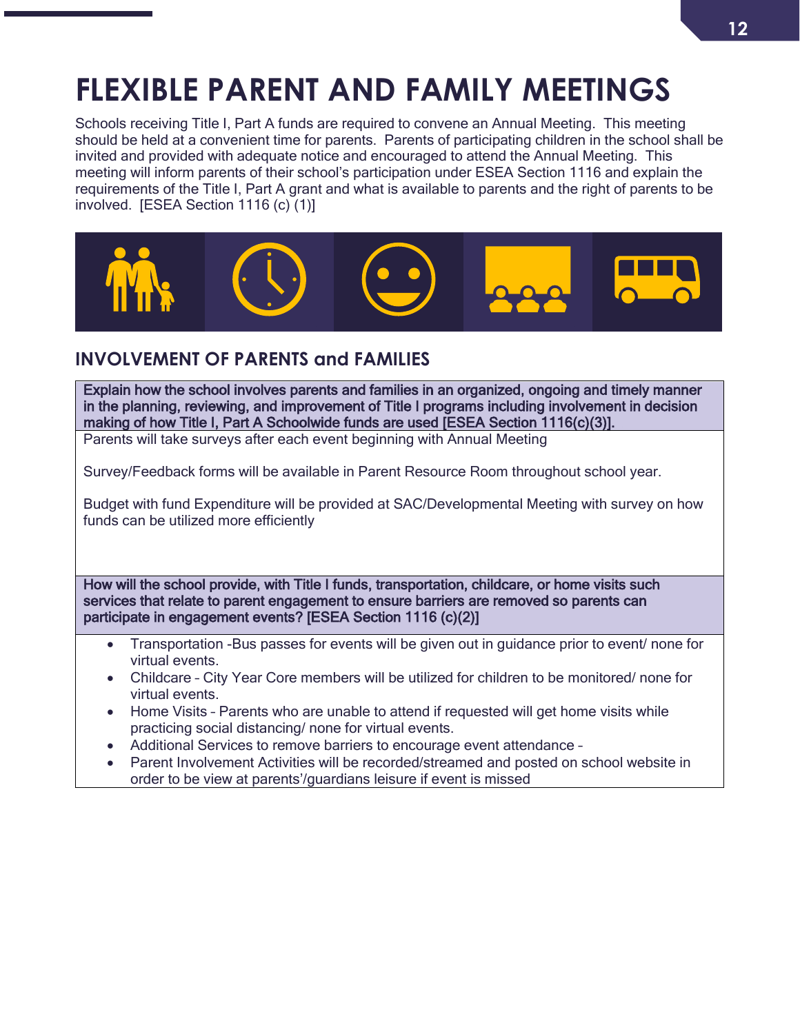# FLEXIBLE PARENT AND FAMILY MEETINGS

Schools receiving Title I, Part A funds are required to convene an Annual Meeting. This meeting should be held at a convenient time for parents. Parents of participating children in the school shall be invited and provided with adequate notice and encouraged to attend the Annual Meeting. This meeting will inform parents of their school's participation under ESEA Section 1116 and explain the requirements of the Title I, Part A grant and what is available to parents and the right of parents to be involved. [ESEA Section 1116 (c) (1)]

## INVOLVEMENT OF PARENTS and FAMILIES

**Explain how the school involves parents and families in an organized, ongoing and timely manner in the planning, reviewing, and improvement of Title I programs including involvement in decision making of how Title I, Part A Schoolwide funds are used [ESEA Section 1116(c)(3)].**

Parents will take surveys after each event beginning with Annual Meeting

Survey/Feedback forms will be available in Parent Resource Room throughout school year.

Budget with fund Expenditure will be provided at SAC/Developmental Meeting with survey on how funds can be utilized more efficiently

**How will the school provide, with Title I funds, transportation, childcare, or home visits such services that relate to parent engagement to ensure barriers are removed so parents can participate in engagement events? [ESEA Section 1116 (c)(2)]**

- Transportation -Bus passes for events will be given out in guidance prior to event/ none for virtual events.
- Childcare – City Year Core members will be utilized for children to be monitored/ none for virtual events.
- Home Visits – Parents who are unable to attend if requested will get home visits while practicing social distancing/ none for virtual events.
- Additional Services to remove barriers to encourage event attendance –
- Parent Involvement Activities will be recorded/streamed and posted on school website in order to be view at parents'/guardians leisure if event is missed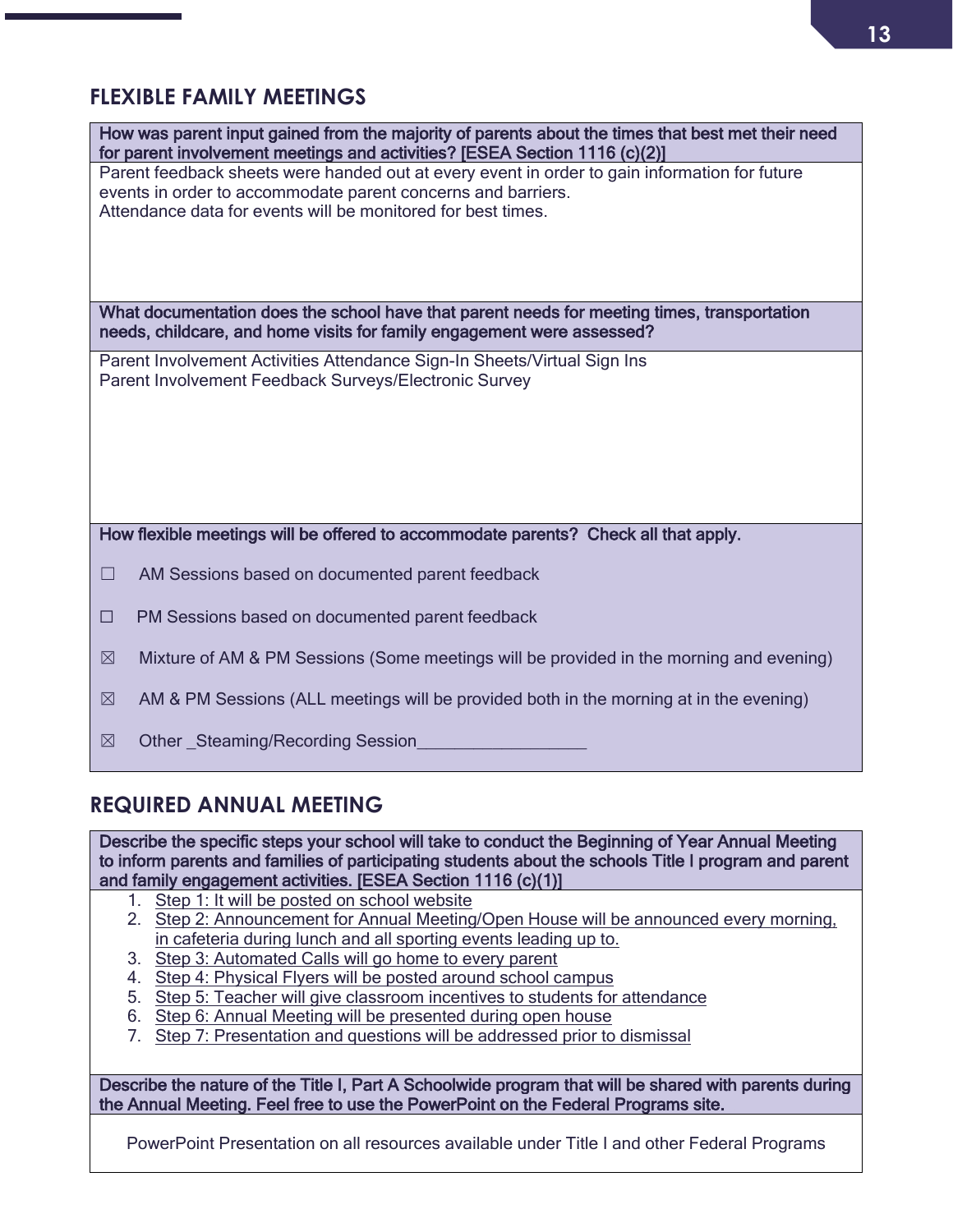## FLEXIBLE FAMILY MEETINGS

**How was parent input gained from the majority of parents about the times that best met their need for parent involvement meetings and activities? [ESEA Section 1116 (c)(2)]**

Parent feedback sheets were handed out at every event in order to gain information for future events in order to accommodate parent concerns and barriers.
Attendance data for events will be monitored for best times.

**What documentation does the school have that parent needs for meeting times, transportation needs, childcare, and home visits for family engagement were assessed?**

Parent Involvement Activities Attendance Sign-In Sheets/Virtual Sign Ins
Parent Involvement Feedback Surveys/Electronic Survey

**How flexible meetings will be offered to accommodate parents? Check all that apply.**

☐ AM Sessions based on documented parent feedback

☐ PM Sessions based on documented parent feedback

☒ Mixture of AM & PM Sessions (Some meetings will be provided in the morning and evening)

☒ AM & PM Sessions (ALL meetings will be provided both in the morning at in the evening)

☒ Other _Steaming/Recording Session___________________

## REQUIRED ANNUAL MEETING

**Describe the specific steps your school will take to conduct the Beginning of Year Annual Meeting to inform parents and families of participating students about the schools Title I program and parent and family engagement activities. [ESEA Section 1116 (c)(1)]**

1. Step 1: It will be posted on school website
2. Step 2: Announcement for Annual Meeting/Open House will be announced every morning, in cafeteria during lunch and all sporting events leading up to.
3. Step 3: Automated Calls will go home to every parent
4. Step 4: Physical Flyers will be posted around school campus
5. Step 5: Teacher will give classroom incentives to students for attendance
6. Step 6: Annual Meeting will be presented during open house
7. Step 7: Presentation and questions will be addressed prior to dismissal

**Describe the nature of the Title I, Part A Schoolwide program that will be shared with parents during the Annual Meeting. Feel free to use the PowerPoint on the Federal Programs site.**

PowerPoint Presentation on all resources available under Title I and other Federal Programs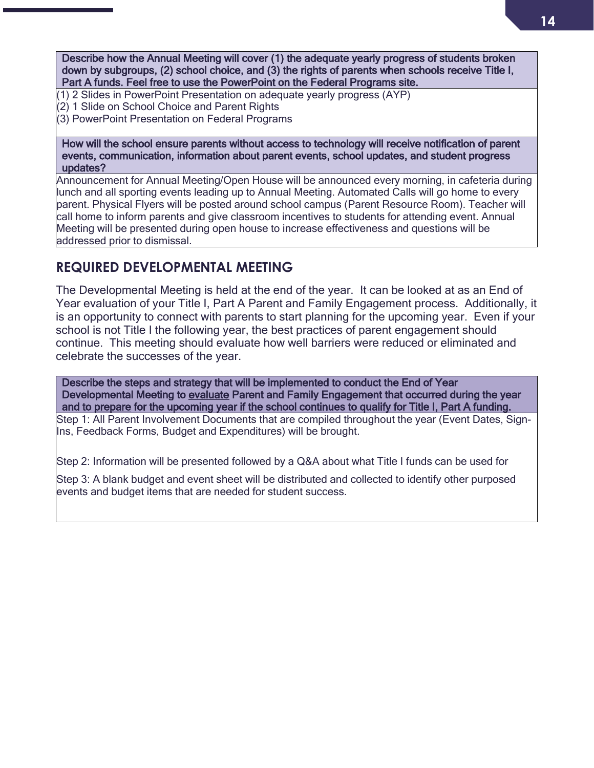| Describe how the Annual Meeting will cover (1) the adequate yearly progress of students broken down by subgroups, (2) school choice, and (3) the rights of parents when schools receive Title I, Part A funds. Feel free to use the PowerPoint on the Federal Programs site. |
|---|
| (1) 2 Slides in PowerPoint Presentation on adequate yearly progress (AYP)<br>(2) 1 Slide on School Choice and Parent Rights<br>(3) PowerPoint Presentation on Federal Programs |

| How will the school ensure parents without access to technology will receive notification of parent events, communication, information about parent events, school updates, and student progress updates? |
|---|
| Announcement for Annual Meeting/Open House will be announced every morning, in cafeteria during lunch and all sporting events leading up to Annual Meeting. Automated Calls will go home to every parent. Physical Flyers will be posted around school campus (Parent Resource Room). Teacher will call home to inform parents and give classroom incentives to students for attending event. Annual Meeting will be presented during open house to increase effectiveness and questions will be addressed prior to dismissal. |

## REQUIRED DEVELOPMENTAL MEETING

The Developmental Meeting is held at the end of the year. It can be looked at as an End of Year evaluation of your Title I, Part A Parent and Family Engagement process. Additionally, it is an opportunity to connect with parents to start planning for the upcoming year. Even if your school is not Title I the following year, the best practices of parent engagement should continue. This meeting should evaluate how well barriers were reduced or eliminated and celebrate the successes of the year.

| Describe the steps and strategy that will be implemented to conduct the End of Year Developmental Meeting to <u>evaluate</u> Parent and Family Engagement that occurred during the year and to <u>prepare</u> for the upcoming year if the school continues to qualify for Title I, Part A funding. |
|---|
| Step 1: All Parent Involvement Documents that are compiled throughout the year (Event Dates, Sign-Ins, Feedback Forms, Budget and Expenditures) will be brought.<br><br>Step 2: Information will be presented followed by a Q&A about what Title I funds can be used for<br><br>Step 3: A blank budget and event sheet will be distributed and collected to identify other purposed events and budget items that are needed for student success. |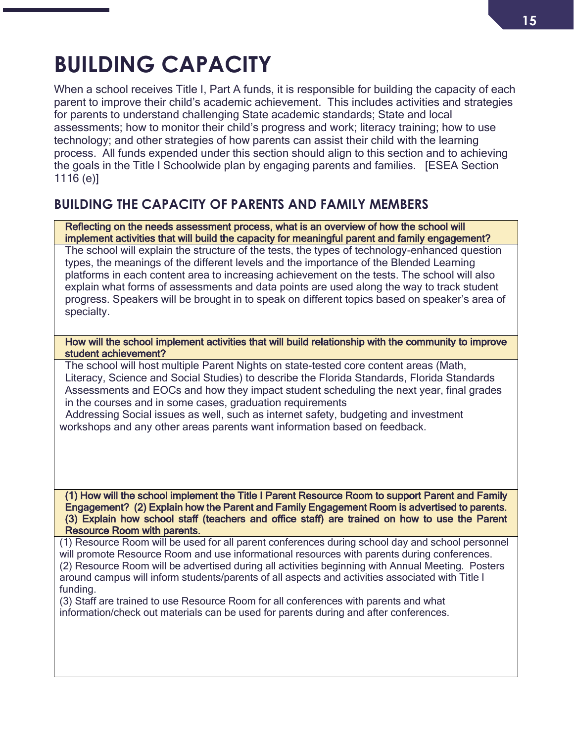# BUILDING CAPACITY

When a school receives Title I, Part A funds, it is responsible for building the capacity of each parent to improve their child's academic achievement. This includes activities and strategies for parents to understand challenging State academic standards; State and local assessments; how to monitor their child's progress and work; literacy training; how to use technology; and other strategies of how parents can assist their child with the learning process. All funds expended under this section should align to this section and to achieving the goals in the Title I Schoolwide plan by engaging parents and families. [ESEA Section 1116 (e)]

## BUILDING THE CAPACITY OF PARENTS AND FAMILY MEMBERS

| Reflecting on the needs assessment process, what is an overview of how the school will implement activities that will build the capacity for meaningful parent and family engagement? |
|---|
| The school will explain the structure of the tests, the types of technology-enhanced question types, the meanings of the different levels and the importance of the Blended Learning platforms in each content area to increasing achievement on the tests. The school will also explain what forms of assessments and data points are used along the way to track student progress. Speakers will be brought in to speak on different topics based on speaker's area of specialty. |
| **How will the school implement activities that will build relationship with the community to improve student achievement?** |
| The school will host multiple Parent Nights on state-tested core content areas (Math, Literacy, Science and Social Studies) to describe the Florida Standards, Florida Standards Assessments and EOCs and how they impact student scheduling the next year, final grades in the courses and in some cases, graduation requirements<br>Addressing Social issues as well, such as internet safety, budgeting and investment workshops and any other areas parents want information based on feedback. |
| **(1) How will the school implement the Title I Parent Resource Room to support Parent and Family Engagement? (2) Explain how the Parent and Family Engagement Room is advertised to parents. (3) Explain how school staff (teachers and office staff) are trained on how to use the Parent Resource Room with parents.** |
| (1) Resource Room will be used for all parent conferences during school day and school personnel will promote Resource Room and use informational resources with parents during conferences.<br>(2) Resource Room will be advertised during all activities beginning with Annual Meeting. Posters around campus will inform students/parents of all aspects and activities associated with Title I funding.<br>(3) Staff are trained to use Resource Room for all conferences with parents and what information/check out materials can be used for parents during and after conferences. |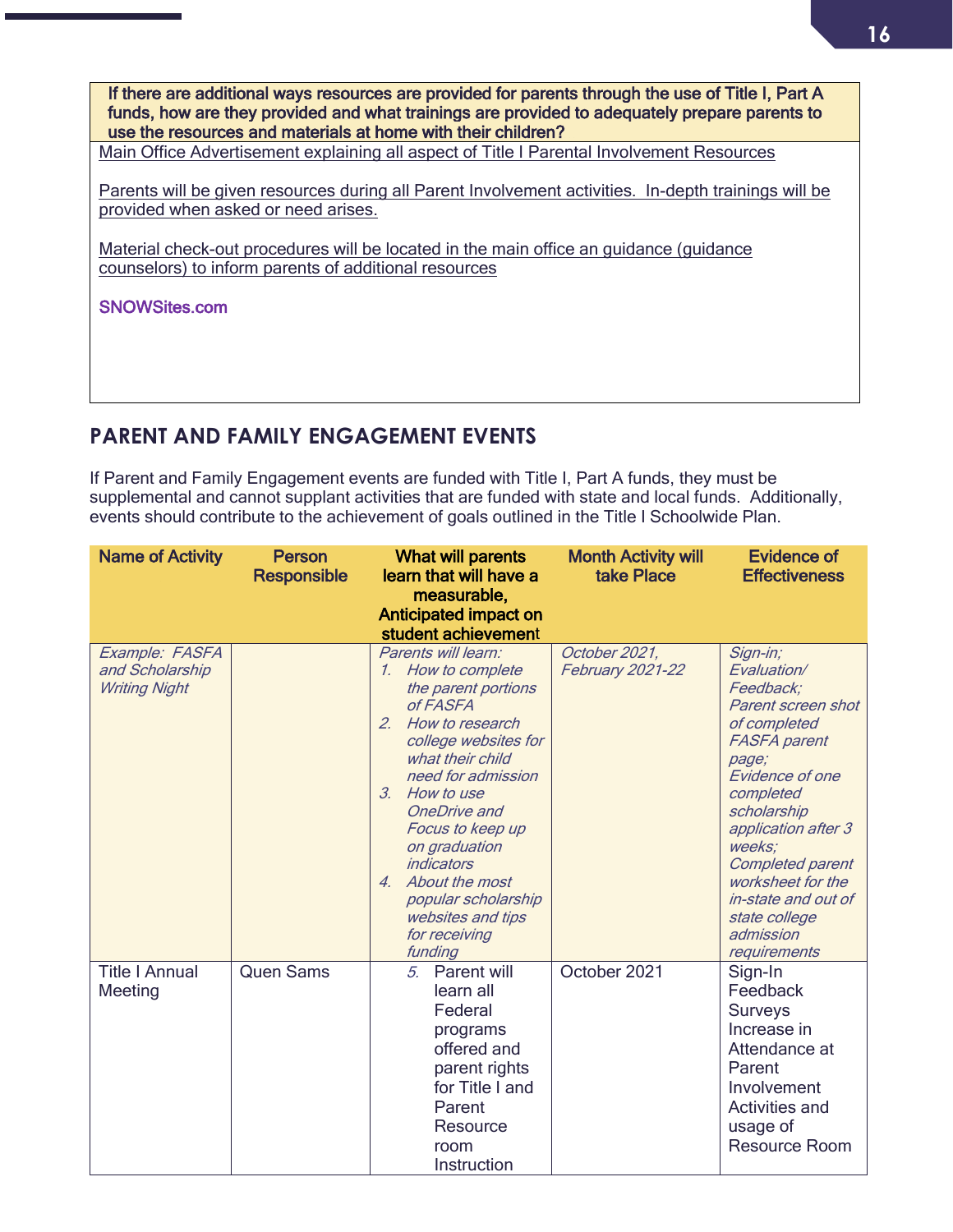| If there are additional ways resources are provided for parents through the use of Title I, Part A funds, how are they provided and what trainings are provided to adequately prepare parents to use the resources and materials at home with their children? |
|---|
| Main Office Advertisement explaining all aspect of Title I Parental Involvement Resources<br><br>Parents will be given resources during all Parent Involvement activities. In-depth trainings will be provided when asked or need arises.<br><br>Material check-out procedures will be located in the main office an guidance (guidance counselors) to inform parents of additional resources<br><br>SNOWSites.com |

## PARENT AND FAMILY ENGAGEMENT EVENTS

If Parent and Family Engagement events are funded with Title I, Part A funds, they must be supplemental and cannot supplant activities that are funded with state and local funds. Additionally, events should contribute to the achievement of goals outlined in the Title I Schoolwide Plan.

| Name of Activity | Person Responsible | What will parents learn that will have a measurable, Anticipated impact on student achievement | Month Activity will take Place | Evidence of Effectiveness |
|---|---|---|---|---|
| *Example: FASFA and Scholarship Writing Night* | | *Parents will learn:*<br>*1. How to complete the parent portions of FASFA*<br>*2. How to research college websites for what their child need for admission*<br>*3. How to use OneDrive and Focus to keep up on graduation indicators*<br>*4. About the most popular scholarship websites and tips for receiving funding* | *October 2021, February 2021-22* | *Sign-in; Evaluation/ Feedback; Parent screen shot of completed FASFA parent page; Evidence of one completed scholarship application after 3 weeks; Completed parent worksheet for the in-state and out of state college admission requirements* |
| Title I Annual Meeting | Quen Sams | 5. Parent will learn all Federal programs offered and parent rights for Title I and Parent Resource room Instruction | October 2021 | Sign-In Feedback Surveys Increase in Attendance at Parent Involvement Activities and usage of Resource Room |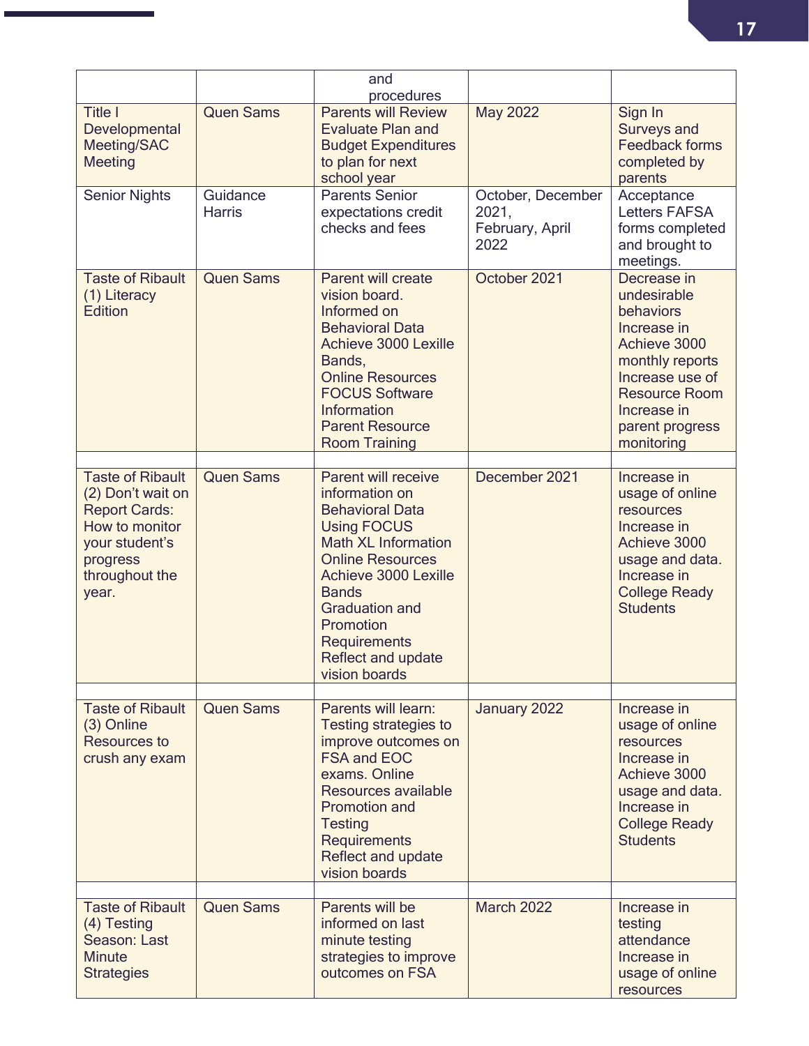| | | and procedures | | |
|---|---|---|---|---|
| Title I Developmental Meeting/SAC Meeting | Quen Sams | Parents will Review Evaluate Plan and Budget Expenditures to plan for next school year | May 2022 | Sign In Surveys and Feedback forms completed by parents |
| Senior Nights | Guidance Harris | Parents Senior expectations credit checks and fees | October, December 2021, February, April 2022 | Acceptance Letters FAFSA forms completed and brought to meetings. |
| Taste of Ribault (1) Literacy Edition | Quen Sams | Parent will create vision board. Informed on Behavioral Data Achieve 3000 Lexille Bands, Online Resources FOCUS Software Information Parent Resource Room Training | October 2021 | Decrease in undesirable behaviors Increase in Achieve 3000 monthly reports Increase use of Resource Room Increase in parent progress monitoring |
| | | | | |
| Taste of Ribault (2) Don't wait on Report Cards: How to monitor your student's progress throughout the year. | Quen Sams | Parent will receive information on Behavioral Data Using FOCUS Math XL Information Online Resources Achieve 3000 Lexille Bands Graduation and Promotion Requirements Reflect and update vision boards | December 2021 | Increase in usage of online resources Increase in Achieve 3000 usage and data. Increase in College Ready Students |
| | | | | |
| Taste of Ribault (3) Online Resources to crush any exam | Quen Sams | Parents will learn: Testing strategies to improve outcomes on FSA and EOC exams. Online Resources available Promotion and Testing Requirements Reflect and update vision boards | January 2022 | Increase in usage of online resources Increase in Achieve 3000 usage and data. Increase in College Ready Students |
| | | | | |
| Taste of Ribault (4) Testing Season: Last Minute Strategies | Quen Sams | Parents will be informed on last minute testing strategies to improve outcomes on FSA | March 2022 | Increase in testing attendance Increase in usage of online resources |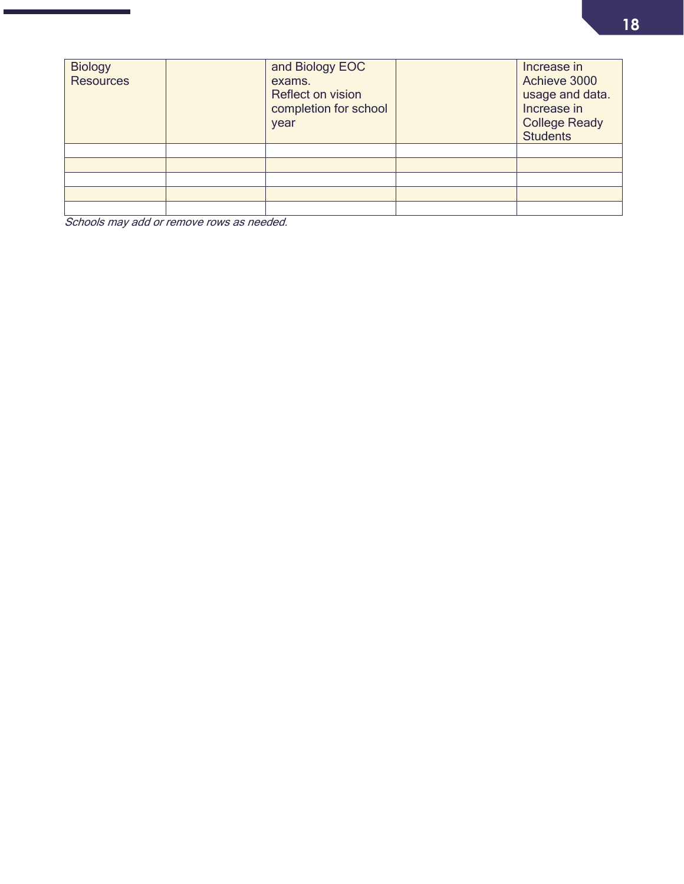| | | | | |
|---|---|---|---|---|
| Biology Resources | | and Biology EOC exams. Reflect on vision completion for school year | | Increase in Achieve 3000 usage and data. Increase in College Ready Students |
| | | | | |
| | | | | |
| | | | | |
| | | | | |
| | | | | |

*Schools may add or remove rows as needed.*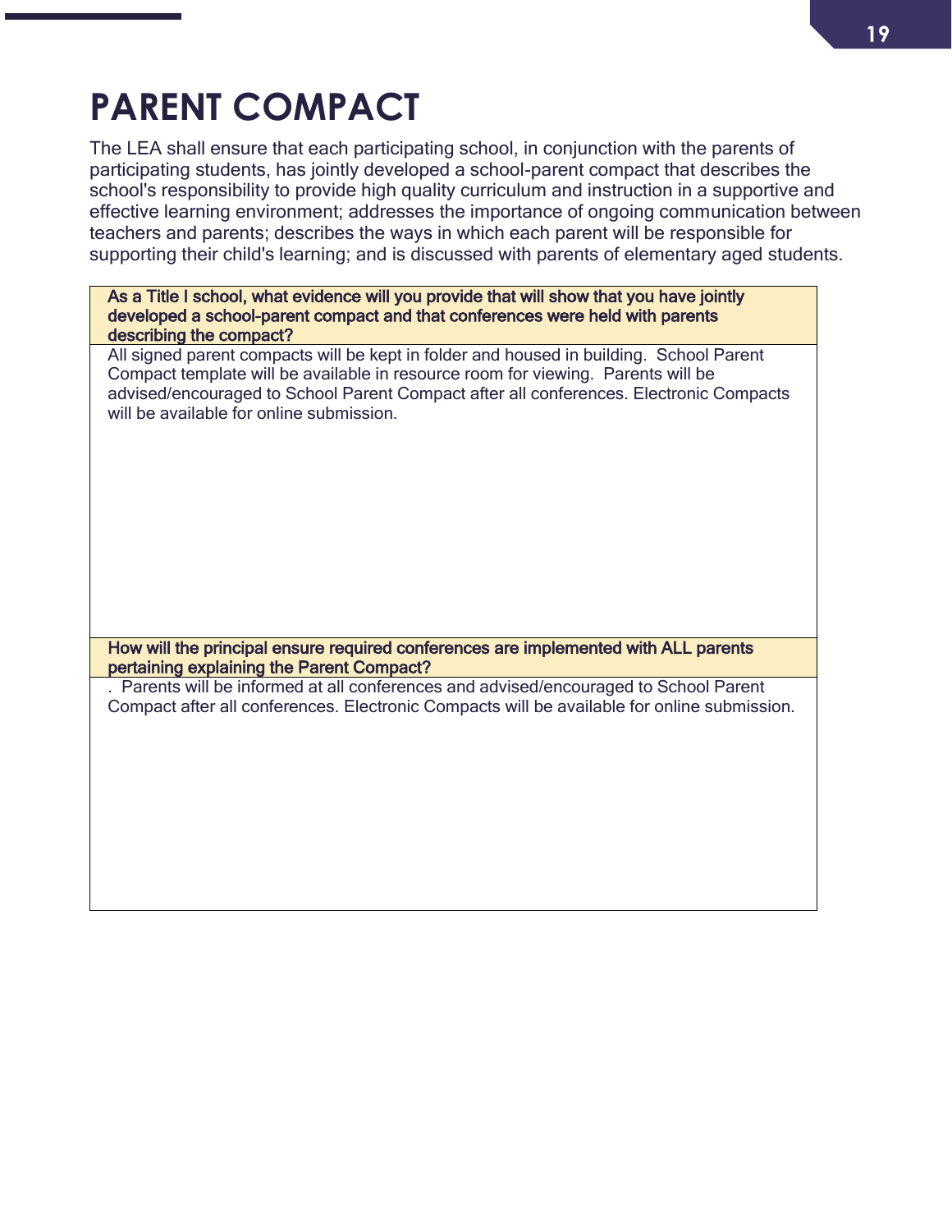# PARENT COMPACT

The LEA shall ensure that each participating school, in conjunction with the parents of participating students, has jointly developed a school-parent compact that describes the school's responsibility to provide high quality curriculum and instruction in a supportive and effective learning environment; addresses the importance of ongoing communication between teachers and parents; describes the ways in which each parent will be responsible for supporting their child's learning; and is discussed with parents of elementary aged students.

| As a Title I school, what evidence will you provide that will show that you have jointly developed a school-parent compact and that conferences were held with parents describing the compact? |
|---|
| All signed parent compacts will be kept in folder and housed in building. School Parent Compact template will be available in resource room for viewing. Parents will be advised/encouraged to School Parent Compact after all conferences. Electronic Compacts will be available for online submission. |

| How will the principal ensure required conferences are implemented with ALL parents pertaining explaining the Parent Compact? |
|---|
| . Parents will be informed at all conferences and advised/encouraged to School Parent Compact after all conferences. Electronic Compacts will be available for online submission. |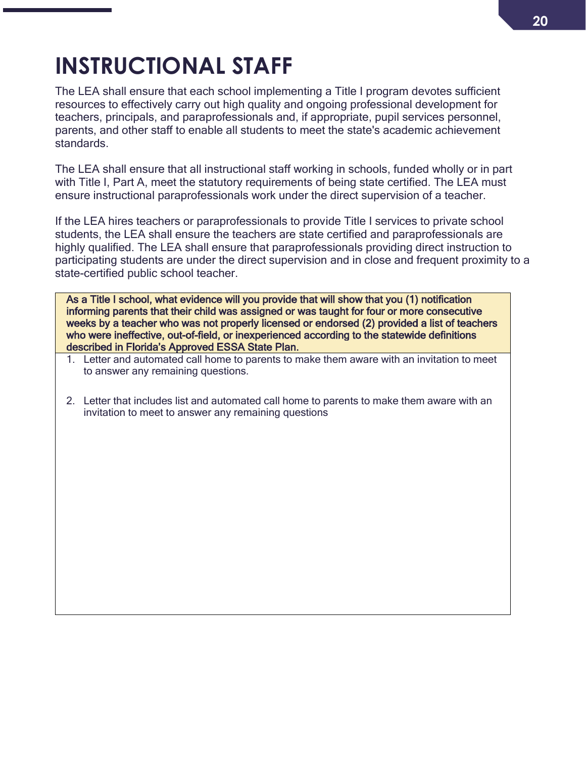# INSTRUCTIONAL STAFF

The LEA shall ensure that each school implementing a Title I program devotes sufficient resources to effectively carry out high quality and ongoing professional development for teachers, principals, and paraprofessionals and, if appropriate, pupil services personnel, parents, and other staff to enable all students to meet the state's academic achievement standards.

The LEA shall ensure that all instructional staff working in schools, funded wholly or in part with Title I, Part A, meet the statutory requirements of being state certified. The LEA must ensure instructional paraprofessionals work under the direct supervision of a teacher.

If the LEA hires teachers or paraprofessionals to provide Title I services to private school students, the LEA shall ensure the teachers are state certified and paraprofessionals are highly qualified. The LEA shall ensure that paraprofessionals providing direct instruction to participating students are under the direct supervision and in close and frequent proximity to a state-certified public school teacher.

| As a Title I school, what evidence will you provide that will show that you (1) notification informing parents that their child was assigned or was taught for four or more consecutive weeks by a teacher who was not properly licensed or endorsed (2) provided a list of teachers who were ineffective, out-of-field, or inexperienced according to the statewide definitions described in Florida's Approved ESSA State Plan. |
|---|
| 1. Letter and automated call home to parents to make them aware with an invitation to meet to answer any remaining questions.<br><br>2. Letter that includes list and automated call home to parents to make them aware with an invitation to meet to answer any remaining questions |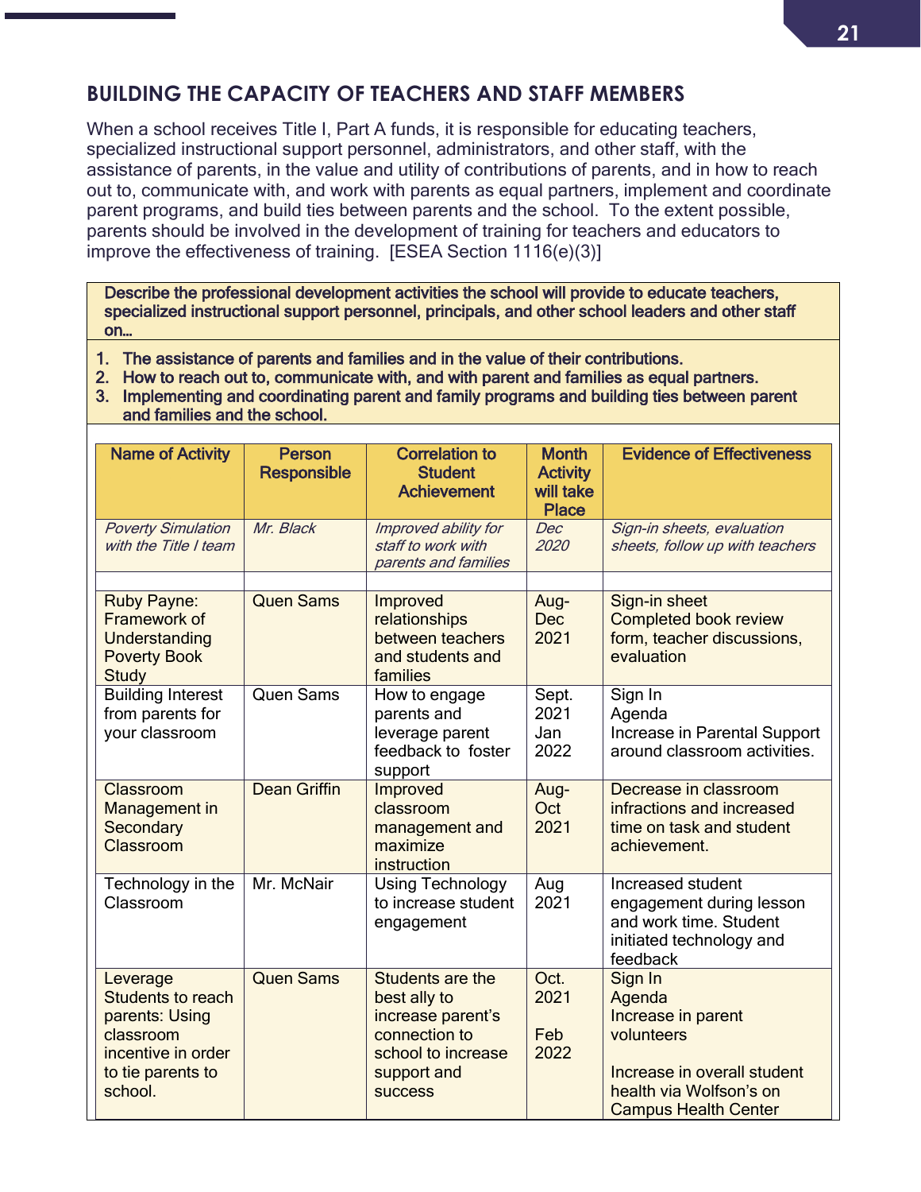## BUILDING THE CAPACITY OF TEACHERS AND STAFF MEMBERS

When a school receives Title I, Part A funds, it is responsible for educating teachers, specialized instructional support personnel, administrators, and other staff, with the assistance of parents, in the value and utility of contributions of parents, and in how to reach out to, communicate with, and work with parents as equal partners, implement and coordinate parent programs, and build ties between parents and the school. To the extent possible, parents should be involved in the development of training for teachers and educators to improve the effectiveness of training. [ESEA Section 1116(e)(3)]

**Describe the professional development activities the school will provide to educate teachers, specialized instructional support personnel, principals, and other school leaders and other staff on…**

1. **The assistance of parents and families and in the value of their contributions.**
2. **How to reach out to, communicate with, and with parent and families as equal partners.**
3. **Implementing and coordinating parent and family programs and building ties between parent and families and the school.**

| Name of Activity | Person Responsible | Correlation to Student Achievement | Month Activity will take Place | Evidence of Effectiveness |
|---|---|---|---|---|
| *Poverty Simulation with the Title I team* | *Mr. Black* | *Improved ability for staff to work with parents and families* | *Dec 2020* | *Sign-in sheets, evaluation sheets, follow up with teachers* |
| | | | | |
| Ruby Payne: Framework of Understanding Poverty Book Study | Quen Sams | Improved relationships between teachers and students and families | Aug-Dec 2021 | Sign-in sheet<br>Completed book review form, teacher discussions, evaluation |
| Building Interest from parents for your classroom | Quen Sams | How to engage parents and leverage parent feedback to foster support | Sept. 2021<br>Jan 2022 | Sign In<br>Agenda<br>Increase in Parental Support around classroom activities. |
| Classroom Management in Secondary Classroom | Dean Griffin | Improved classroom management and maximize instruction | Aug-Oct 2021 | Decrease in classroom infractions and increased time on task and student achievement. |
| Technology in the Classroom | Mr. McNair | Using Technology to increase student engagement | Aug 2021 | Increased student engagement during lesson and work time. Student initiated technology and feedback |
| Leverage Students to reach parents: Using classroom incentive in order to tie parents to school. | Quen Sams | Students are the best ally to increase parent's connection to school to increase support and success | Oct. 2021<br><br>Feb 2022 | Sign In<br>Agenda<br>Increase in parent volunteers<br><br>Increase in overall student health via Wolfson's on Campus Health Center |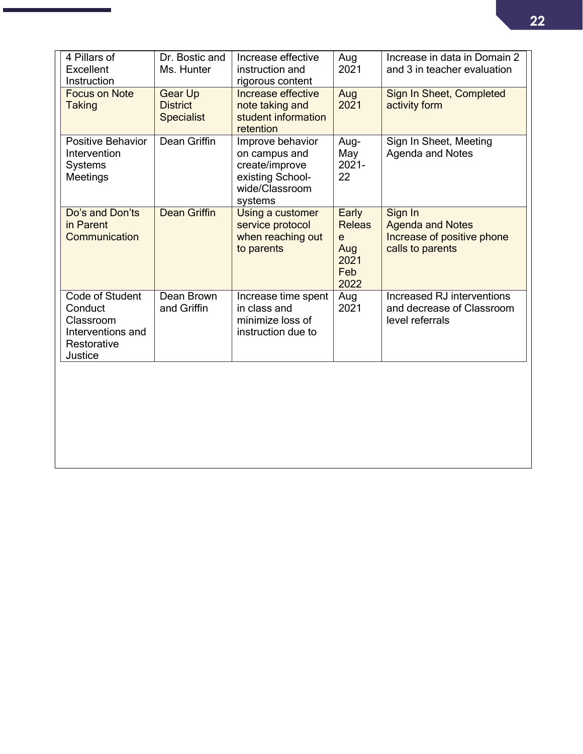| | | | | |
|---|---|---|---|---|
| 4 Pillars of Excellent Instruction | Dr. Bostic and Ms. Hunter | Increase effective instruction and rigorous content | Aug 2021 | Increase in data in Domain 2 and 3 in teacher evaluation |
| Focus on Note Taking | Gear Up District Specialist | Increase effective note taking and student information retention | Aug 2021 | Sign In Sheet, Completed activity form |
| Positive Behavior Intervention Systems Meetings | Dean Griffin | Improve behavior on campus and create/improve existing School-wide/Classroom systems | Aug-May 2021-22 | Sign In Sheet, Meeting Agenda and Notes |
| Do's and Don'ts in Parent Communication | Dean Griffin | Using a customer service protocol when reaching out to parents | Early Release Aug 2021 Feb 2022 | Sign In Agenda and Notes Increase of positive phone calls to parents |
| Code of Student Conduct Classroom Interventions and Restorative Justice | Dean Brown and Griffin | Increase time spent in class and minimize loss of instruction due to | Aug 2021 | Increased RJ interventions and decrease of Classroom level referrals |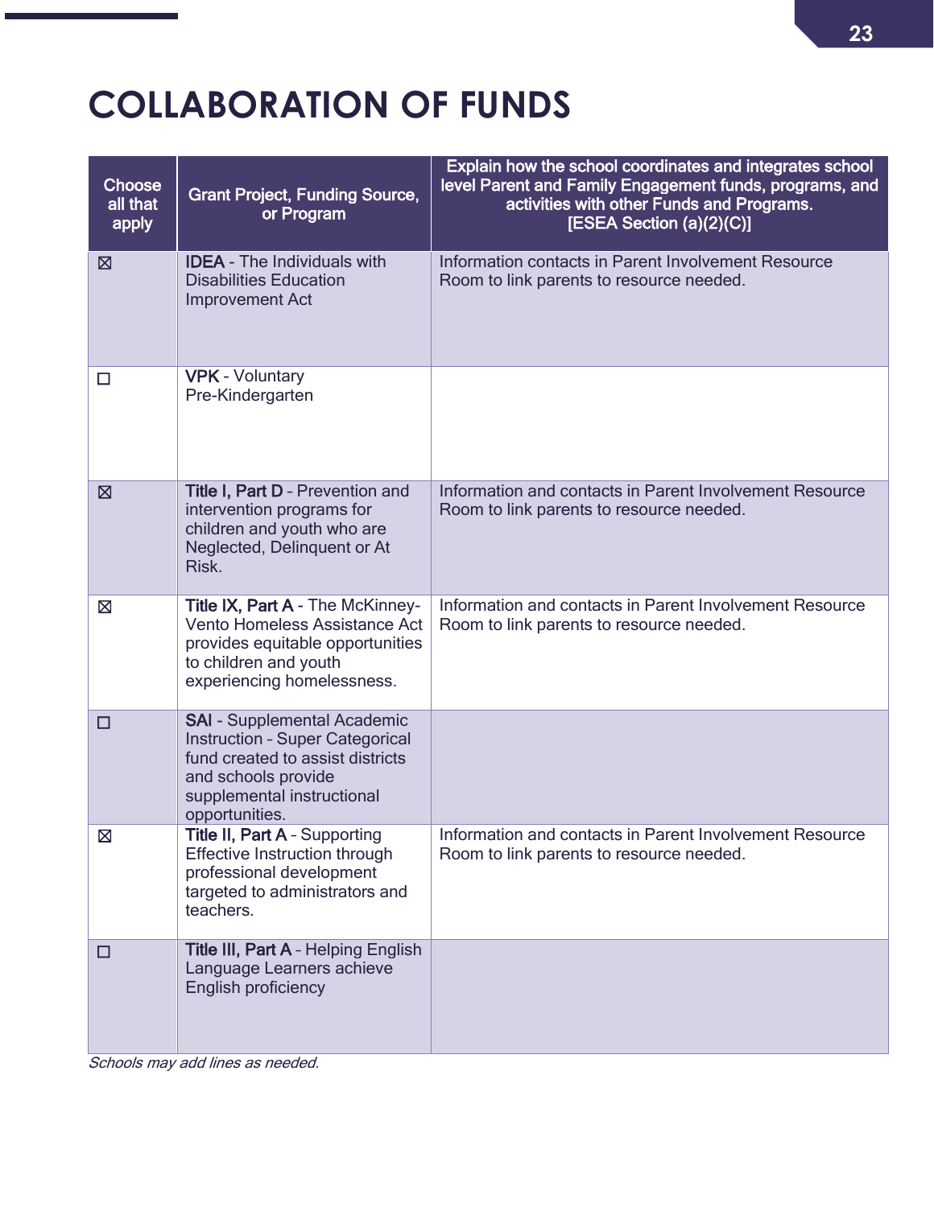# COLLABORATION OF FUNDS

| Choose all that apply | Grant Project, Funding Source, or Program | Explain how the school coordinates and integrates school level Parent and Family Engagement funds, programs, and activities with other Funds and Programs. [ESEA Section (a)(2)(C)] |
|---|---|---|
| ☒ | **IDEA** - The Individuals with Disabilities Education Improvement Act | Information contacts in Parent Involvement Resource Room to link parents to resource needed. |
| ☐ | **VPK** - Voluntary Pre-Kindergarten | |
| ☒ | **Title I, Part D** - Prevention and intervention programs for children and youth who are Neglected, Delinquent or At Risk. | Information and contacts in Parent Involvement Resource Room to link parents to resource needed. |
| ☒ | **Title IX, Part A** - The McKinney-Vento Homeless Assistance Act provides equitable opportunities to children and youth experiencing homelessness. | Information and contacts in Parent Involvement Resource Room to link parents to resource needed. |
| ☐ | **SAI** - Supplemental Academic Instruction - Super Categorical fund created to assist districts and schools provide supplemental instructional opportunities. | |
| ☒ | **Title II, Part A** - Supporting Effective Instruction through professional development targeted to administrators and teachers. | Information and contacts in Parent Involvement Resource Room to link parents to resource needed. |
| ☐ | **Title III, Part A** - Helping English Language Learners achieve English proficiency | |

*Schools may add lines as needed.*